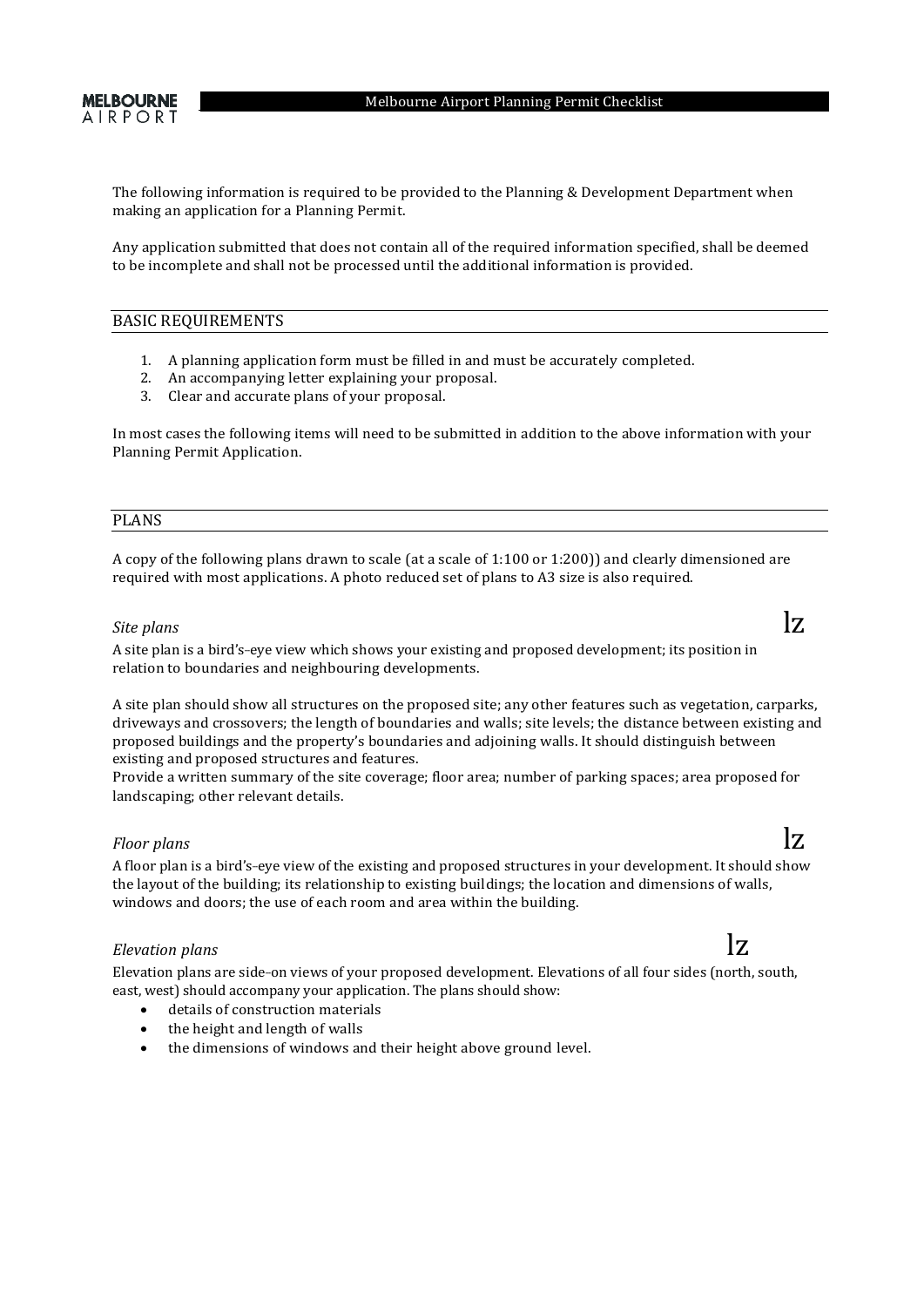The following information is required to be provided to the Planning & Development Department when making an application for a Planning Permit.

Any application submitted that does not contain all of the required information specified, shall be deemed to be incomplete and shall not be processed until the additional information is provided.

## BASIC REQUIREMENTS

1. A planning application form must be filled in and must be accurately completed.
2. An accompanying letter explaining your proposal.
3. Clear and accurate plans of your proposal.

In most cases the following items will need to be submitted in addition to the above information with your Planning Permit Application.

## PLANS

A copy of the following plans drawn to scale (at a scale of 1:100 or 1:200)) and clearly dimensioned are required with most applications. A photo reduced set of plans to A3 size is also required.

*Site plans* lz

A site plan is a bird's–eye view which shows your existing and proposed development; its position in relation to boundaries and neighbouring developments.

A site plan should show all structures on the proposed site; any other features such as vegetation, carparks, driveways and crossovers; the length of boundaries and walls; site levels; the distance between existing and proposed buildings and the property's boundaries and adjoining walls. It should distinguish between existing and proposed structures and features.
Provide a written summary of the site coverage; floor area; number of parking spaces; area proposed for landscaping; other relevant details.

*Floor plans* lz

A floor plan is a bird's–eye view of the existing and proposed structures in your development. It should show the layout of the building; its relationship to existing buildings; the location and dimensions of walls, windows and doors; the use of each room and area within the building.

*Elevation plans* lz

Elevation plans are side–on views of your proposed development. Elevations of all four sides (north, south, east, west) should accompany your application. The plans should show:

- details of construction materials
- the height and length of walls
- the dimensions of windows and their height above ground level.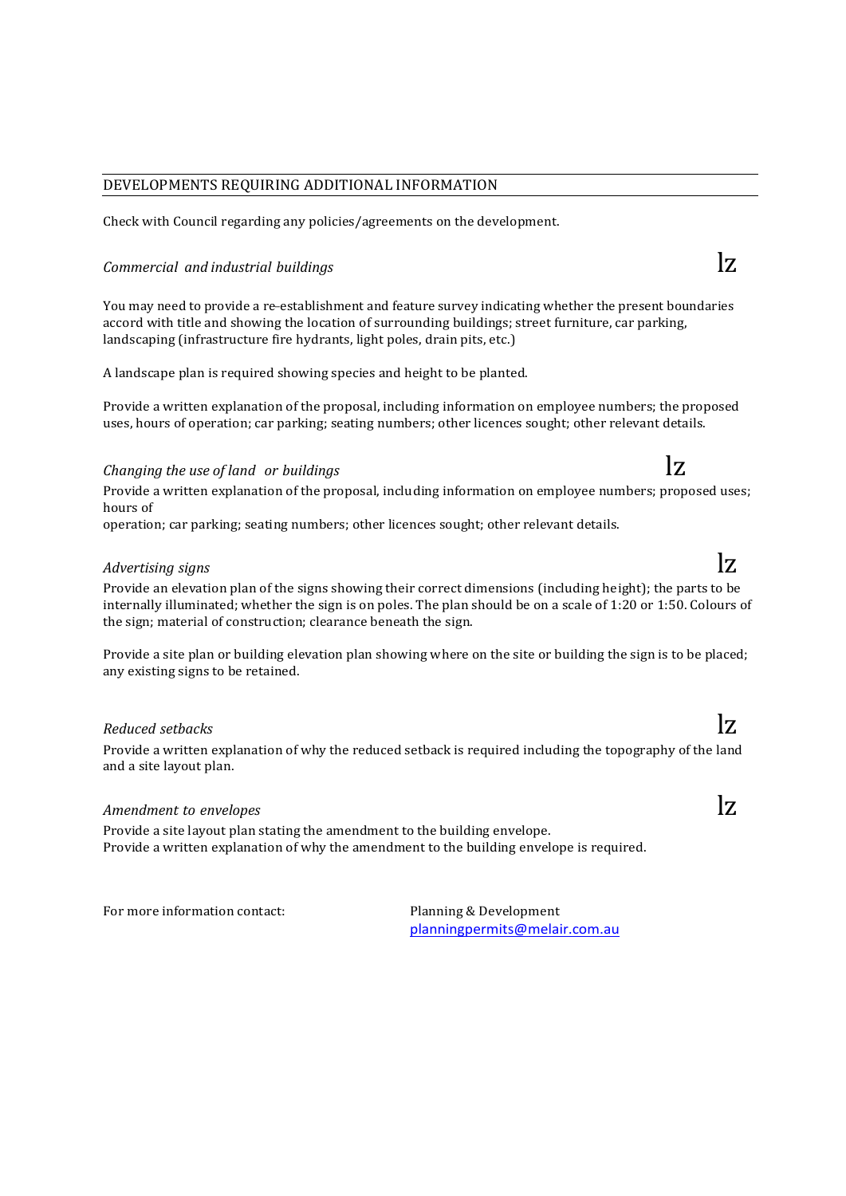## DEVELOPMENTS REQUIRING ADDITIONAL INFORMATION

Check with Council regarding any policies/agreements on the development.

*Commercial and industrial buildings* lz

You may need to provide a re-establishment and feature survey indicating whether the present boundaries accord with title and showing the location of surrounding buildings; street furniture, car parking, landscaping (infrastructure fire hydrants, light poles, drain pits, etc.)

A landscape plan is required showing species and height to be planted.

Provide a written explanation of the proposal, including information on employee numbers; the proposed uses, hours of operation; car parking; seating numbers; other licences sought; other relevant details.

*Changing the use of land or buildings* lz

Provide a written explanation of the proposal, including information on employee numbers; proposed uses; hours of operation; car parking; seating numbers; other licences sought; other relevant details.

*Advertising signs* lz

Provide an elevation plan of the signs showing their correct dimensions (including height); the parts to be internally illuminated; whether the sign is on poles. The plan should be on a scale of 1:20 or 1:50. Colours of the sign; material of construction; clearance beneath the sign.

Provide a site plan or building elevation plan showing where on the site or building the sign is to be placed; any existing signs to be retained.

*Reduced setbacks* lz

Provide a written explanation of why the reduced setback is required including the topography of the land and a site layout plan.

*Amendment to envelopes* lz

Provide a site layout plan stating the amendment to the building envelope.
Provide a written explanation of why the amendment to the building envelope is required.

For more information contact: Planning & Development
planningpermits@melair.com.au